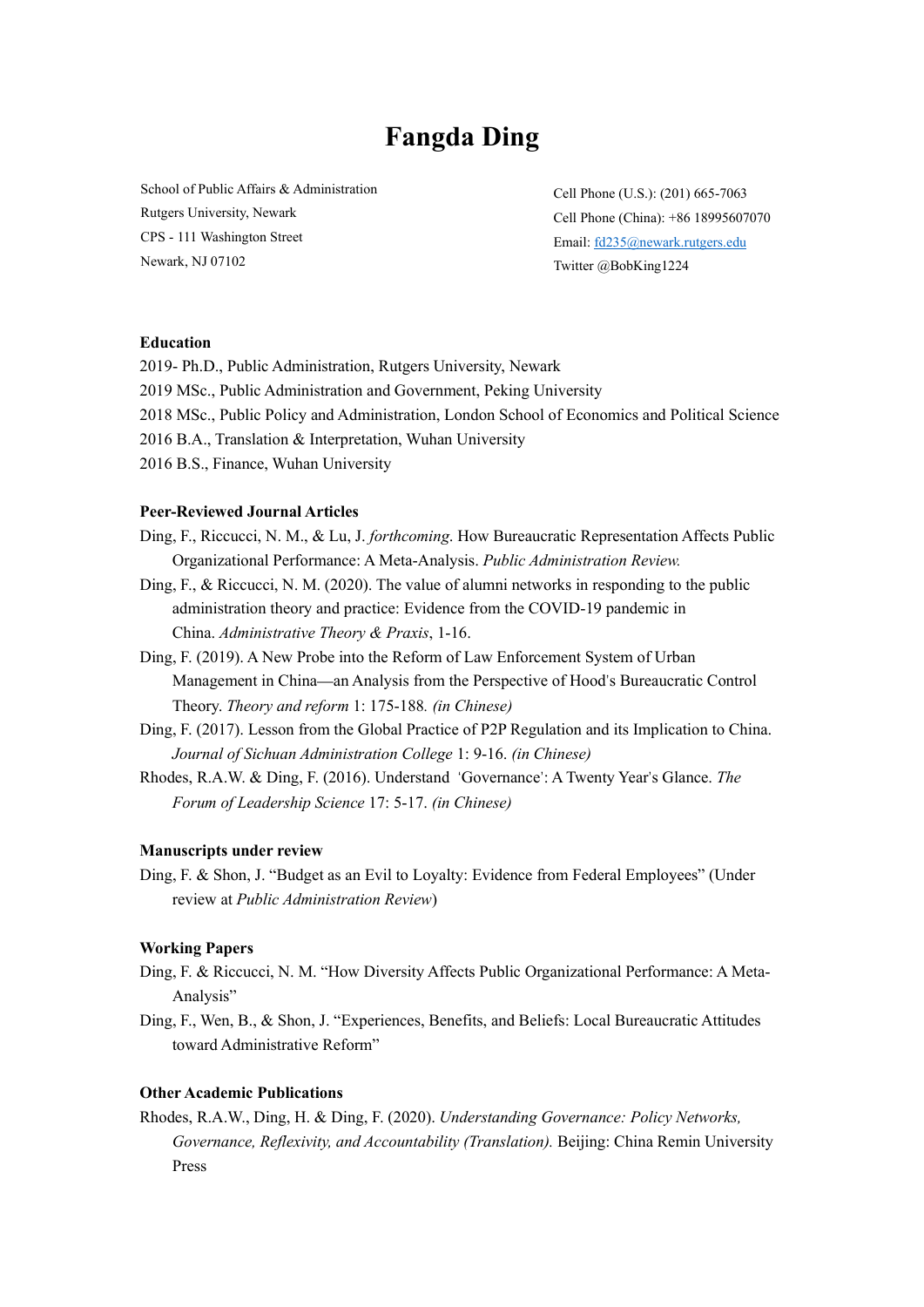# Fangda Ding

School of Public Affairs & Administration
Rutgers University, Newark
CPS - 111 Washington Street
Newark, NJ 07102

Cell Phone (U.S.): (201) 665-7063
Cell Phone (China): +86 18995607070
Email: [fd235@newark.rutgers.edu](mailto:fd235@newark.rutgers.edu)
Twitter @BobKing1224

**Education**

2019- Ph.D., Public Administration, Rutgers University, Newark
2019 MSc., Public Administration and Government, Peking University
2018 MSc., Public Policy and Administration, London School of Economics and Political Science
2016 B.A., Translation & Interpretation, Wuhan University
2016 B.S., Finance, Wuhan University

**Peer-Reviewed Journal Articles**

Ding, F., Riccucci, N. M., & Lu, J. *forthcoming*. How Bureaucratic Representation Affects Public Organizational Performance: A Meta-Analysis. *Public Administration Review.*

Ding, F., & Riccucci, N. M. (2020). The value of alumni networks in responding to the public administration theory and practice: Evidence from the COVID-19 pandemic in China. *Administrative Theory & Praxis*, 1-16.

Ding, F. (2019). A New Probe into the Reform of Law Enforcement System of Urban Management in China—an Analysis from the Perspective of Hood's Bureaucratic Control Theory. *Theory and reform* 1: 175-188. *(in Chinese)*

Ding, F. (2017). Lesson from the Global Practice of P2P Regulation and its Implication to China. *Journal of Sichuan Administration College* 1: 9-16. *(in Chinese)*

Rhodes, R.A.W. & Ding, F. (2016). Understand 'Governance': A Twenty Year's Glance. *The Forum of Leadership Science* 17: 5-17. *(in Chinese)*

**Manuscripts under review**

Ding, F. & Shon, J. "Budget as an Evil to Loyalty: Evidence from Federal Employees" (Under review at *Public Administration Review*)

**Working Papers**

Ding, F. & Riccucci, N. M. "How Diversity Affects Public Organizational Performance: A Meta-Analysis"

Ding, F., Wen, B., & Shon, J. "Experiences, Benefits, and Beliefs: Local Bureaucratic Attitudes toward Administrative Reform"

**Other Academic Publications**

Rhodes, R.A.W., Ding, H. & Ding, F. (2020). *Understanding Governance: Policy Networks, Governance, Reflexivity, and Accountability (Translation).* Beijing: China Remin University Press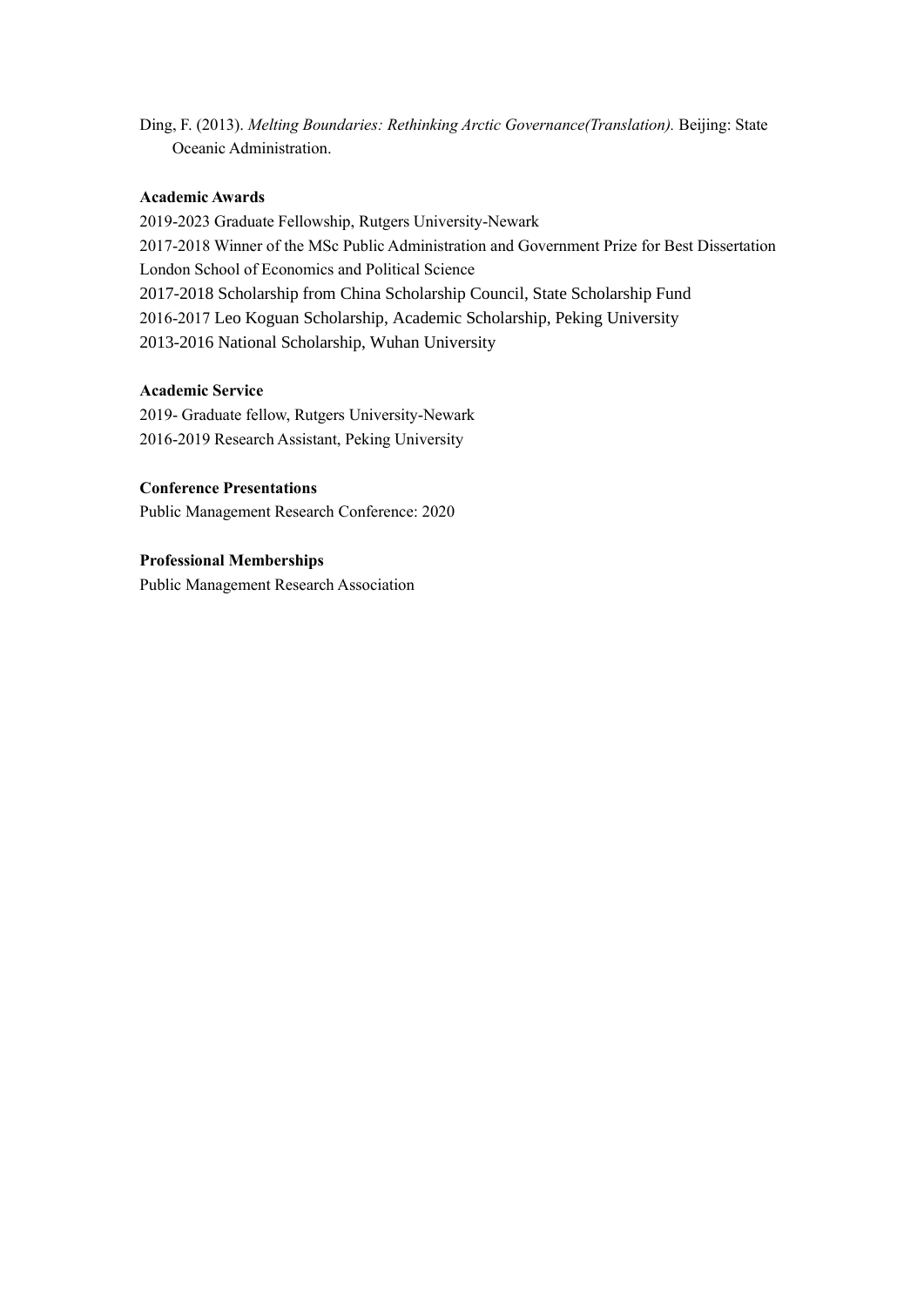Ding, F. (2013). *Melting Boundaries: Rethinking Arctic Governance(Translation).* Beijing: State Oceanic Administration.

**Academic Awards**

2019-2023 Graduate Fellowship, Rutgers University-Newark
2017-2018 Winner of the MSc Public Administration and Government Prize for Best Dissertation London School of Economics and Political Science
2017-2018 Scholarship from China Scholarship Council, State Scholarship Fund
2016-2017 Leo Koguan Scholarship, Academic Scholarship, Peking University
2013-2016 National Scholarship, Wuhan University

**Academic Service**

2019- Graduate fellow, Rutgers University-Newark
2016-2019 Research Assistant, Peking University

**Conference Presentations**

Public Management Research Conference: 2020

**Professional Memberships**

Public Management Research Association